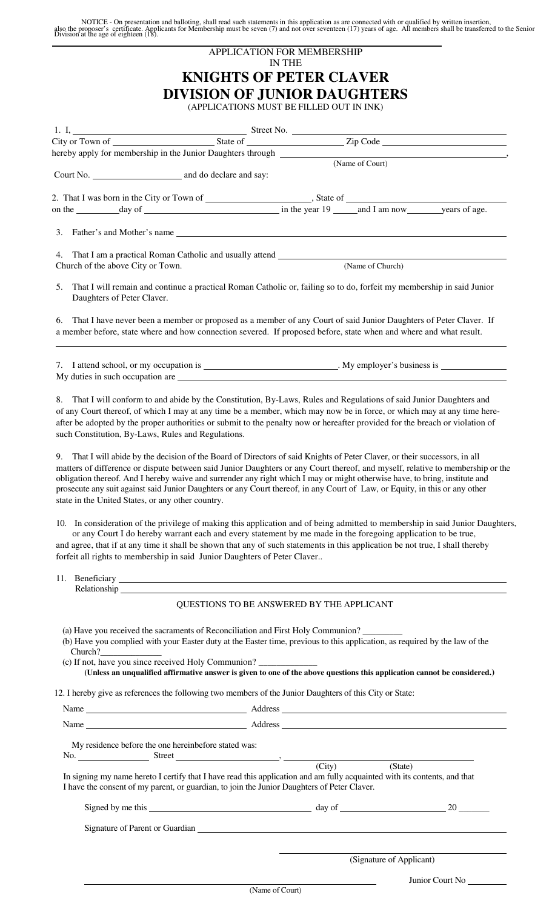NOTICE - On presentation and balloting, shall read such statements in this application as are connected with or qualified by written insertion, also the proposer's certificate. Applicants for Membership must be seven (7) and not over seventeen (17) years of age. All members shall be transferred to the Senior Division at the age of eighteen (18).

APPLICATION FOR MEMBERSHIP
IN THE

# KNIGHTS OF PETER CLAVER
# DIVISION OF JUNIOR DAUGHTERS

(APPLICATIONS MUST BE FILLED OUT IN INK)

1. I, ______________________ Street No. ______________________
City or Town of ______________ State of ______________ Zip Code ______________
hereby apply for membership in the Junior Daughters through ______________________,
(Name of Court)
Court No. ______________ and do declare and say:

2. That I was born in the City or Town of ______________, State of ______________
on the ______ day of ______________ in the year 19 ____ and I am now ______ years of age.

3. Father's and Mother's name ______________________

4. That I am a practical Roman Catholic and usually attend ______________________
Church of the above City or Town. (Name of Church)

5. That I will remain and continue a practical Roman Catholic or, failing so to do, forfeit my membership in said Junior Daughters of Peter Claver.

6. That I have never been a member or proposed as a member of any Court of said Junior Daughters of Peter Claver. If a member before, state where and how connection severed. If proposed before, state when and where and what result.

______________________

7. I attend school, or my occupation is ______________. My employer's business is ______________
My duties in such occupation are ______________________

8. That I will conform to and abide by the Constitution, By-Laws, Rules and Regulations of said Junior Daughters and of any Court thereof, of which I may at any time be a member, which may now be in force, or which may at any time hereafter be adopted by the proper authorities or submit to the penalty now or hereafter provided for the breach or violation of such Constitution, By-Laws, Rules and Regulations.

9. That I will abide by the decision of the Board of Directors of said Knights of Peter Claver, or their successors, in all matters of difference or dispute between said Junior Daughters or any Court thereof, and myself, relative to membership or the obligation thereof. And I hereby waive and surrender any right which I may or might otherwise have, to bring, institute and prosecute any suit against said Junior Daughters or any Court thereof, in any Court of Law, or Equity, in this or any other state in the United States, or any other country.

10. In consideration of the privilege of making this application and of being admitted to membership in said Junior Daughters, or any Court I do hereby warrant each and every statement by me made in the foregoing application to be true, and agree, that if at any time it shall be shown that any of such statements in this application be not true, I shall thereby forfeit all rights to membership in said Junior Daughters of Peter Claver..

11. Beneficiary ______________________
Relationship ______________________

QUESTIONS TO BE ANSWERED BY THE APPLICANT

(a) Have you received the sacraments of Reconciliation and First Holy Communion? ________
(b) Have you complied with your Easter duty at the Easter time, previous to this application, as required by the law of the Church? ________
(c) If not, have you since received Holy Communion? ________

**(Unless an unqualified affirmative answer is given to one of the above questions this application cannot be considered.)**

12. I hereby give as references the following two members of the Junior Daughters of this City or State:

Name ______________________ Address ______________________

Name ______________________ Address ______________________

My residence before the one hereinbefore stated was:
No. ________ Street ______________, ______________________
(City) (State)

In signing my name hereto I certify that I have read this application and am fully acquainted with its contents, and that I have the consent of my parent, or guardian, to join the Junior Daughters of Peter Claver.

Signed by me this ______________ day of ______________ 20 ____

Signature of Parent or Guardian ______________________

______________________
(Signature of Applicant)

______________________ Junior Court No ________
(Name of Court)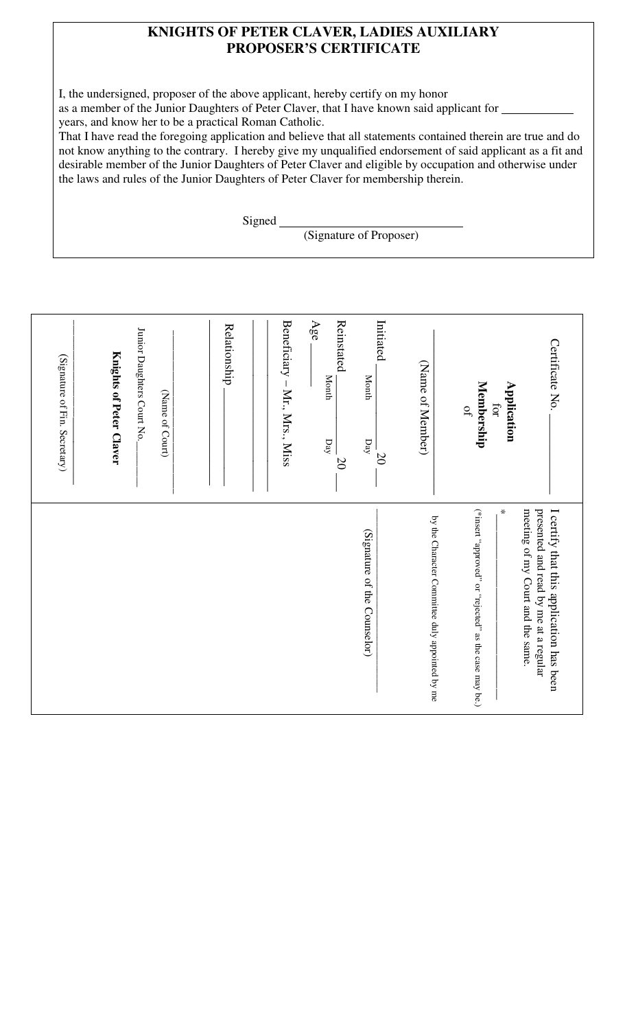# KNIGHTS OF PETER CLAVER, LADIES AUXILIARY
# PROPOSER'S CERTIFICATE

I, the undersigned, proposer of the above applicant, hereby certify on my honor as a member of the Junior Daughters of Peter Claver, that I have known said applicant for ____________ years, and know her to be a practical Roman Catholic.

That I have read the foregoing application and believe that all statements contained therein are true and do not know anything to the contrary. I hereby give my unqualified endorsement of said applicant as a fit and desirable member of the Junior Daughters of Peter Claver and eligible by occupation and otherwise under the laws and rules of the Junior Daughters of Peter Claver for membership therein.

Signed ______________________________
(Signature of Proposer)

---

Certificate No. __________

**Application**
for
**Membership**
of

______________________________
(Name of Member)

Initiated ________ ________ 20 ___
Month Day

Reinstated ________ ________ 20 ___
Month Day

Age ______

Beneficiary – Mr., Mrs., Miss

______________________________

______________________________

Relationship ______________

______________________________

______________________________
(Name of Court)

Junior Daughters Court No.______

**Knights of Peter Claver**

______________________________
(Signature of Fin. Secretary)

---

I certify that this application has been presented and read by me at a regular meeting of my Court and the same.

* ______________________________
(*insert "approved" or "rejected" as the case may be.)

by the Character Committee duly appointed by me

______________________________
(Signature of the Counselor)